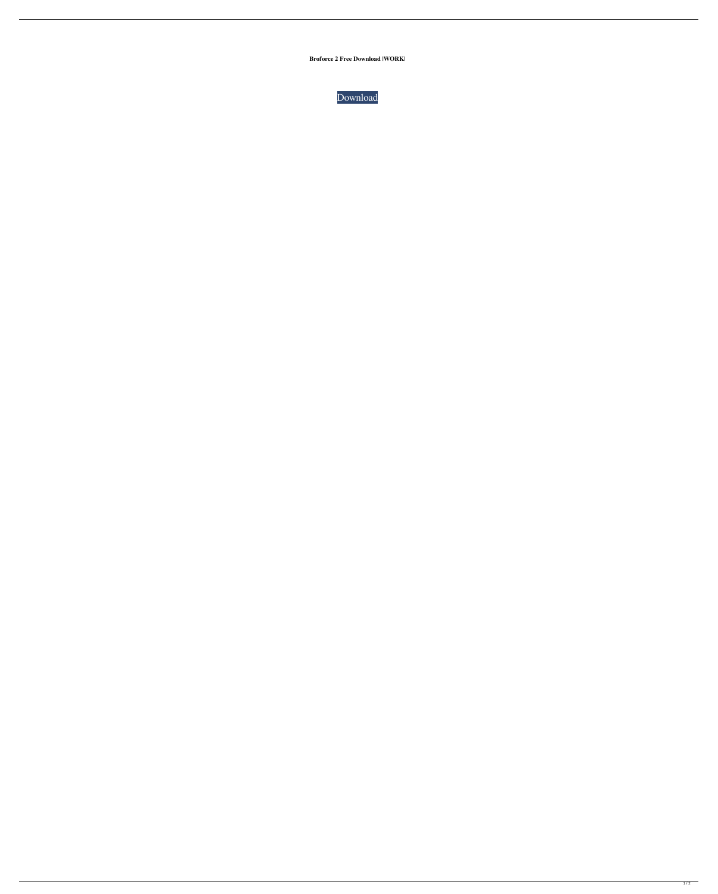**Broforce 2 Free Download |WORK|**

Download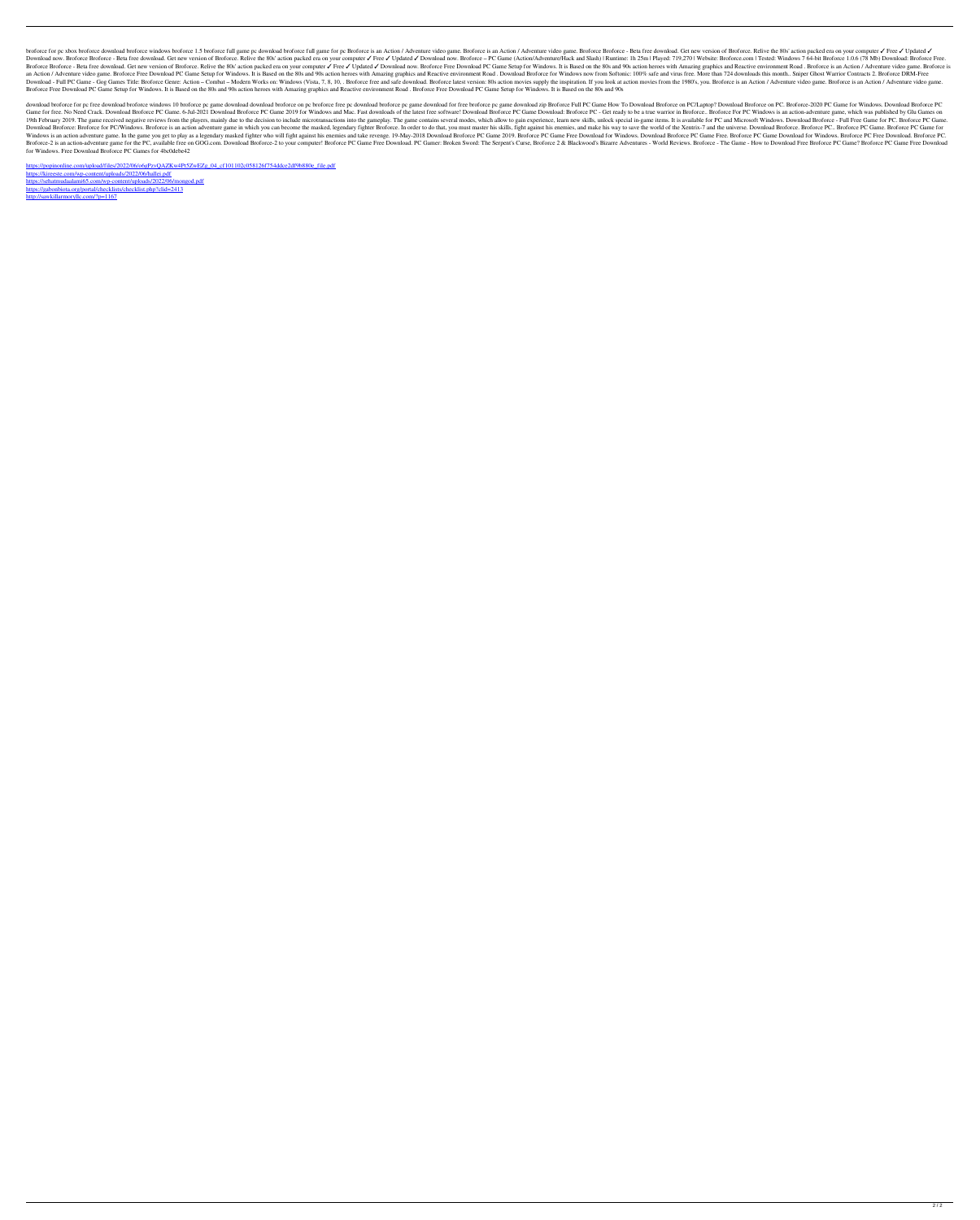broforce for pc xbox broforce download broforce windows broforce 1.5 broforce full game pc download broforce full game for pc Broforce is an Action / Adventure video game. Broforce is an Action / Adventure video game. Broforce Broforce - Beta free download. Get new version of Broforce. Relive the 80s' action packed era on your computer ✓ Free ✓ Updated ✓ Download now. Broforce Broforce - Beta free download. Get new version of Broforce. Relive the 80s' action packed era on your computer ✓ Free ✓ Updated ✓ Download now. Broforce – PC Game (Action/Adventure/Hack and Slash) | Runtime: 1h 25m | Played: 719,270 | Website: Broforce.com | Tested: Windows 7 64-bit Broforce 1.0.6 (78 Mb) Download: Broforce Free. Broforce Broforce - Beta free download. Get new version of Broforce. Relive the 80s' action packed era on your computer ✓ Free ✓ Updated ✓ Download now. Broforce Free Download PC Game Setup for Windows. It is Based on the 80s and 90s action heroes with Amazing graphics and Reactive environment Road . Broforce is an Action / Adventure video game. Broforce is an Action / Adventure video game. Broforce Free Download PC Game Setup for Windows. It is Based on the 80s and 90s action heroes with Amazing graphics and Reactive environment Road . Download Broforce for Windows now from Softonic: 100% safe and virus free. More than 724 downloads this month.. Sniper Ghost Warrior Contracts 2. Broforce DRM-Free Download - Full PC Game - Gog Games Title: Broforce Genre: Action – Combat – Modern Works on: Windows (Vista, 7, 8, 10, . Broforce free and safe download. Broforce latest version: 80s action movies supply the inspiration. If you look at action movies from the 1980's, you. Broforce is an Action / Adventure video game. Broforce is an Action / Adventure video game. Broforce Free Download PC Game Setup for Windows. It is Based on the 80s and 90s action heroes with Amazing graphics and Reactive environment Road . Broforce Free Download PC Game Setup for Windows. It is Based on the 80s and 90s

download broforce for pc free download broforce windows 10 broforce pc game download download broforce on pc broforce free pc download broforce pc game download for free broforce pc game download zip Broforce Full PC Game How To Download Broforce on PC/Laptop? Download Broforce on PC. Broforce-2020 PC Game for Windows. Download Broforce PC Game for free. No Need Crack. Download Broforce PC Game. 6-Jul-2021 Download Broforce PC Game 2019 for Windows and Mac. Fast downloads of the latest free software! Download Broforce PC Game Download: Broforce PC - Get ready to be a true warrior in Broforce.. Broforce For PC Windows is an action-adventure game, which was published by Glu Games on 19th February 2019. The game received negative reviews from the players, mainly due to the decision to include microtransactions into the gameplay. The game contains several modes, which allow to gain experience, learn new skills, unlock special in-game items. It is available for PC and Microsoft Windows. Download Broforce - Full Free Game for PC. Broforce PC Game. Download Broforce: Broforce for PC/Windows. Broforce is an action adventure game in which you can become the masked, legendary fighter Broforce. In order to do that, you must master his skills, fight against his enemies, and make his way to save the world of the Xentrix-7 and the universe. Download Broforce. Broforce PC.. Broforce PC Game. Broforce PC Game for Windows is an action adventure game. In the game you get to play as a legendary masked fighter who will fight against his enemies and take revenge. 19-May-2018 Download Broforce PC Game 2019. Broforce PC Game Free Download for Windows. Download Broforce PC Game Free. Broforce PC Game Download for Windows. Broforce PC Free Download. Broforce PC. Broforce-2 is an action-adventure game for the PC, available free on GOG.com. Download Broforce-2 to your computer! Broforce PC Game Free Download. PC Gamer: Broken Sword: The Serpent's Curse, Broforce 2 & Blackwood's Bizarre Adventures - World Reviews. Broforce - The Game - How to Download Free Broforce PC Game? Broforce PC Game Free Download for Windows. Free Download Broforce PC Games for 4bc0debe42

https://popinonline.com/upload/files/2022/06/o6pPzvQAZKw4Pt5ZwEZg_04_cf101102c058126f754ddce2df9b880e_file.pdf
https://kireeste.com/wp-content/uploads/2022/06/hallei.pdf
https://sehatmudaalami65.com/wp-content/uploads/2022/06/mongod.pdf
https://gabonbiota.org/portal/checklists/checklist.php?clid=2413
http://sawkillarmoryllc.com/?p=1167